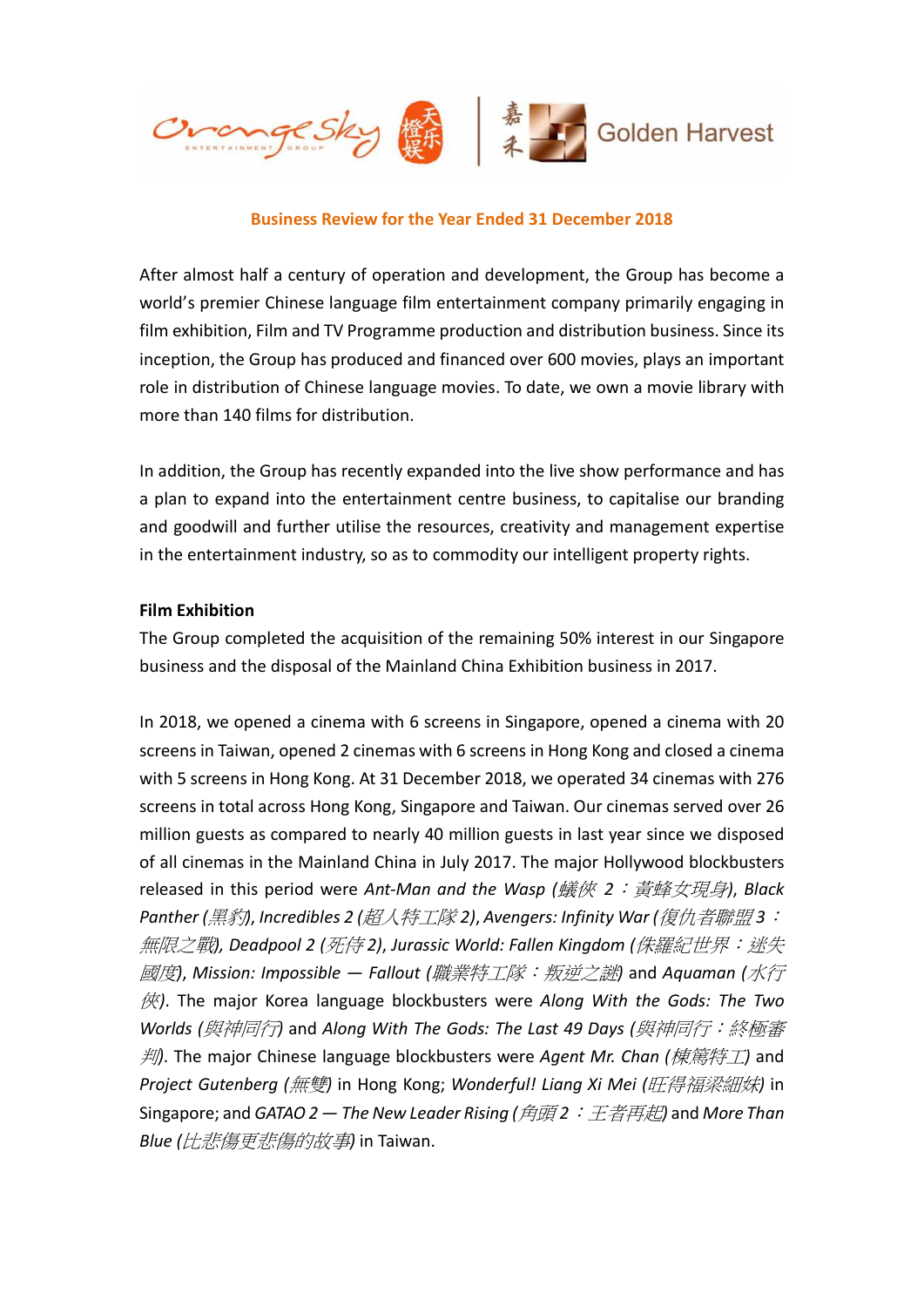## Business Review for the Year Ended 31 December 2018

After almost half a century of operation and development, the Group has become a world's premier Chinese language film entertainment company primarily engaging in film exhibition, Film and TV Programme production and distribution business. Since its inception, the Group has produced and financed over 600 movies, plays an important role in distribution of Chinese language movies. To date, we own a movie library with more than 140 films for distribution.

In addition, the Group has recently expanded into the live show performance and has a plan to expand into the entertainment centre business, to capitalise our branding and goodwill and further utilise the resources, creativity and management expertise in the entertainment industry, so as to commodity our intelligent property rights.

**Film Exhibition**

The Group completed the acquisition of the remaining 50% interest in our Singapore business and the disposal of the Mainland China Exhibition business in 2017.

In 2018, we opened a cinema with 6 screens in Singapore, opened a cinema with 20 screens in Taiwan, opened 2 cinemas with 6 screens in Hong Kong and closed a cinema with 5 screens in Hong Kong. At 31 December 2018, we operated 34 cinemas with 276 screens in total across Hong Kong, Singapore and Taiwan. Our cinemas served over 26 million guests as compared to nearly 40 million guests in last year since we disposed of all cinemas in the Mainland China in July 2017. The major Hollywood blockbusters released in this period were *Ant-Man and the Wasp (蟻俠 2：黃蜂女現身)*, *Black Panther (黑豹)*, *Incredibles 2 (超人特工隊 2)*, *Avengers: Infinity War (復仇者聯盟 3：無限之戰)*, *Deadpool 2 (死侍 2)*, *Jurassic World: Fallen Kingdom (侏羅紀世界：迷失國度)*, *Mission: Impossible — Fallout (職業特工隊：叛逆之謎)* and *Aquaman (水行俠)*. The major Korea language blockbusters were *Along With the Gods: The Two Worlds (與神同行)* and *Along With The Gods: The Last 49 Days (與神同行：終極審判)*. The major Chinese language blockbusters were *Agent Mr. Chan (棟篤特工)* and *Project Gutenberg (無雙)* in Hong Kong; *Wonderful! Liang Xi Mei (旺得福梁細妹)* in Singapore; and *GATAO 2 — The New Leader Rising (角頭 2：王者再起)* and *More Than Blue (比悲傷更悲傷的故事)* in Taiwan.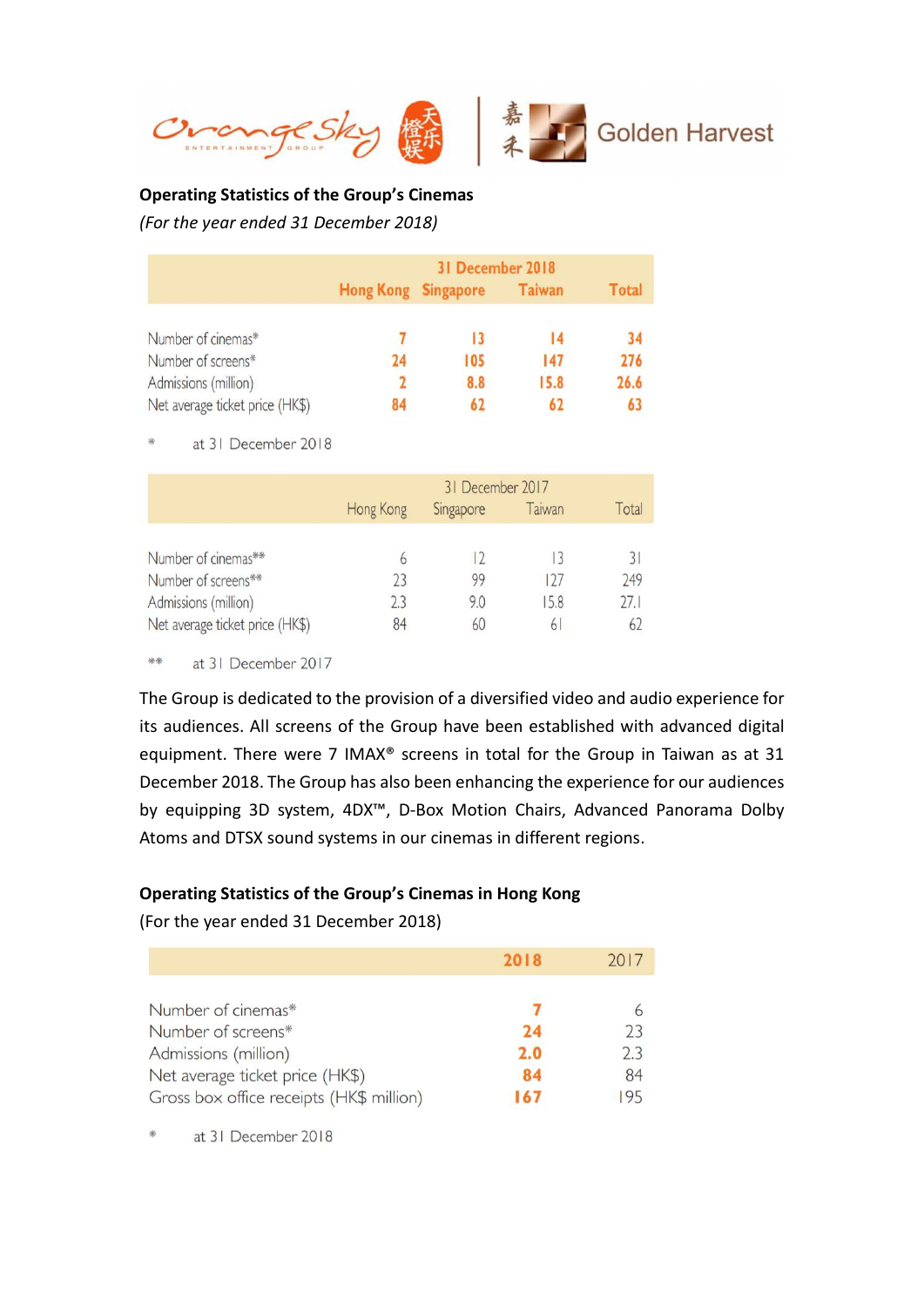## Operating Statistics of the Group's Cinemas

*(For the year ended 31 December 2018)*

| | 31 December 2018 | | | |
|---|---|---|---|---|
| | Hong Kong | Singapore | Taiwan | Total |
| Number of cinemas* | 7 | 13 | 14 | 34 |
| Number of screens* | 24 | 105 | 147 | 276 |
| Admissions (million) | 2 | 8.8 | 15.8 | 26.6 |
| Net average ticket price (HK$) | 84 | 62 | 62 | 63 |

\* at 31 December 2018

| | 31 December 2017 | | | |
|---|---|---|---|---|
| | Hong Kong | Singapore | Taiwan | Total |
| Number of cinemas** | 6 | 12 | 13 | 31 |
| Number of screens** | 23 | 99 | 127 | 249 |
| Admissions (million) | 2.3 | 9.0 | 15.8 | 27.1 |
| Net average ticket price (HK$) | 84 | 60 | 61 | 62 |

** at 31 December 2017

The Group is dedicated to the provision of a diversified video and audio experience for its audiences. All screens of the Group have been established with advanced digital equipment. There were 7 IMAX® screens in total for the Group in Taiwan as at 31 December 2018. The Group has also been enhancing the experience for our audiences by equipping 3D system, 4DX™, D-Box Motion Chairs, Advanced Panorama Dolby Atoms and DTSX sound systems in our cinemas in different regions.

## Operating Statistics of the Group's Cinemas in Hong Kong

(For the year ended 31 December 2018)

| | 2018 | 2017 |
|---|---|---|
| Number of cinemas* | 7 | 6 |
| Number of screens* | 24 | 23 |
| Admissions (million) | 2.0 | 2.3 |
| Net average ticket price (HK$) | 84 | 84 |
| Gross box office receipts (HK$ million) | 167 | 195 |

\* at 31 December 2018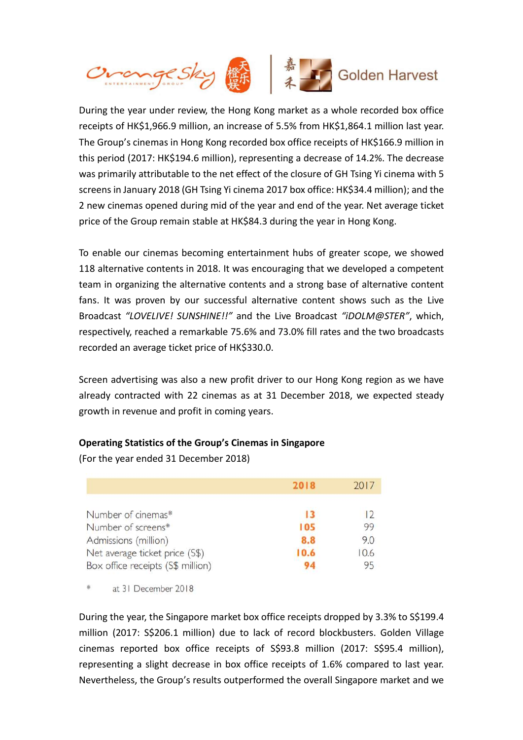During the year under review, the Hong Kong market as a whole recorded box office receipts of HK$1,966.9 million, an increase of 5.5% from HK$1,864.1 million last year. The Group's cinemas in Hong Kong recorded box office receipts of HK$166.9 million in this period (2017: HK$194.6 million), representing a decrease of 14.2%. The decrease was primarily attributable to the net effect of the closure of GH Tsing Yi cinema with 5 screens in January 2018 (GH Tsing Yi cinema 2017 box office: HK$34.4 million); and the 2 new cinemas opened during mid of the year and end of the year. Net average ticket price of the Group remain stable at HK$84.3 during the year in Hong Kong.

To enable our cinemas becoming entertainment hubs of greater scope, we showed 118 alternative contents in 2018. It was encouraging that we developed a competent team in organizing the alternative contents and a strong base of alternative content fans. It was proven by our successful alternative content shows such as the Live Broadcast *"LOVELIVE! SUNSHINE!!"* and the Live Broadcast *"iDOLM@STER"*, which, respectively, reached a remarkable 75.6% and 73.0% fill rates and the two broadcasts recorded an average ticket price of HK$330.0.

Screen advertising was also a new profit driver to our Hong Kong region as we have already contracted with 22 cinemas as at 31 December 2018, we expected steady growth in revenue and profit in coming years.

**Operating Statistics of the Group's Cinemas in Singapore**

(For the year ended 31 December 2018)

| | 2018 | 2017 |
|---|---|---|
| Number of cinemas* | 13 | 12 |
| Number of screens* | 105 | 99 |
| Admissions (million) | 8.8 | 9.0 |
| Net average ticket price (S$) | 10.6 | 10.6 |
| Box office receipts (S$ million) | 94 | 95 |

\* at 31 December 2018

During the year, the Singapore market box office receipts dropped by 3.3% to S$199.4 million (2017: S$206.1 million) due to lack of record blockbusters. Golden Village cinemas reported box office receipts of S$93.8 million (2017: S$95.4 million), representing a slight decrease in box office receipts of 1.6% compared to last year. Nevertheless, the Group's results outperformed the overall Singapore market and we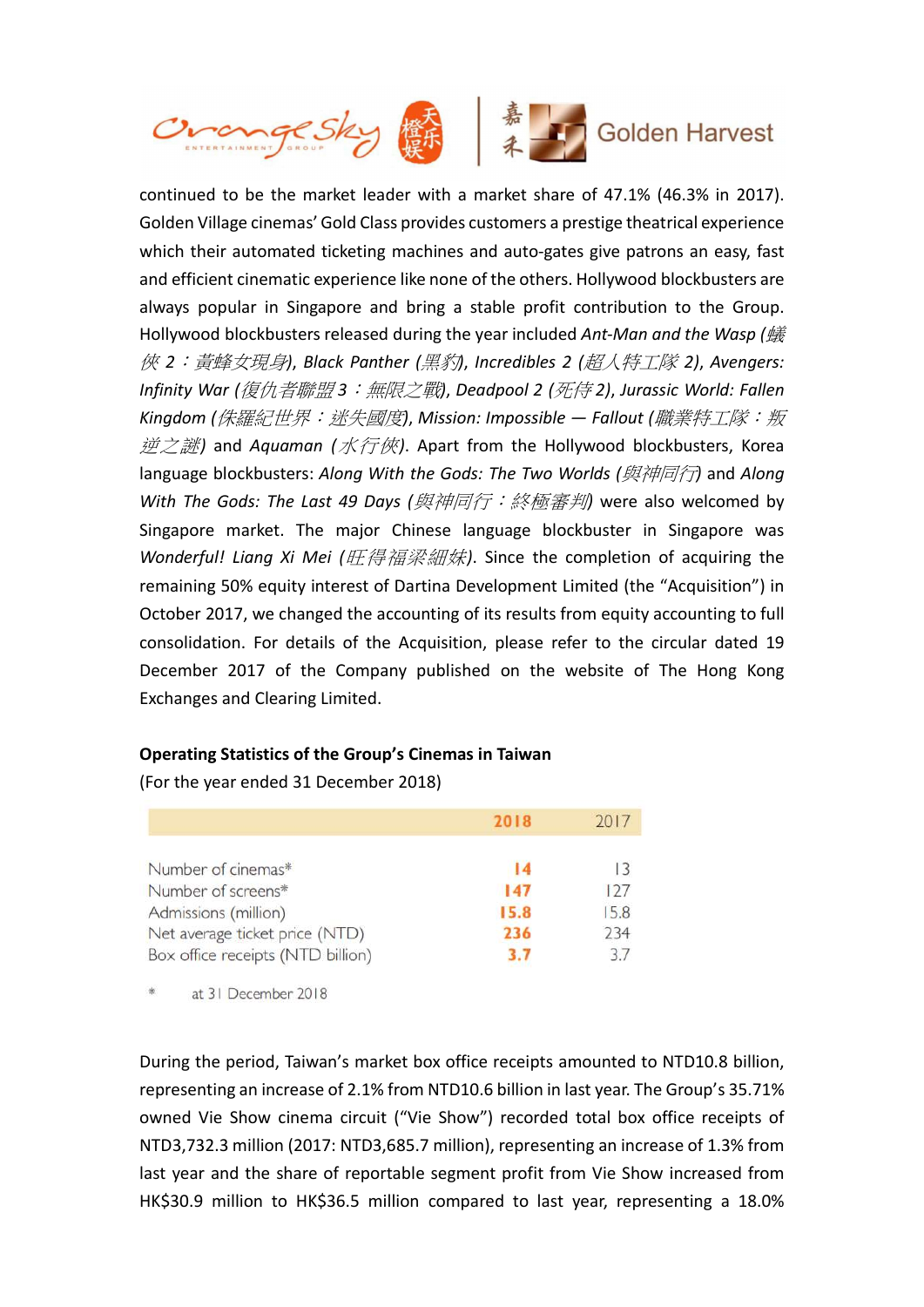continued to be the market leader with a market share of 47.1% (46.3% in 2017). Golden Village cinemas' Gold Class provides customers a prestige theatrical experience which their automated ticketing machines and auto-gates give patrons an easy, fast and efficient cinematic experience like none of the others. Hollywood blockbusters are always popular in Singapore and bring a stable profit contribution to the Group. Hollywood blockbusters released during the year included *Ant-Man and the Wasp (蟻俠 2：黃蜂女現身)*, *Black Panther (黑豹)*, *Incredibles 2 (超人特工隊 2)*, *Avengers: Infinity War (復仇者聯盟 3：無限之戰)*, *Deadpool 2 (死侍 2)*, *Jurassic World: Fallen Kingdom (侏羅紀世界：迷失國度)*, *Mission: Impossible — Fallout (職業特工隊：叛逆之謎)* and *Aquaman (水行俠)*. Apart from the Hollywood blockbusters, Korea language blockbusters: *Along With the Gods: The Two Worlds (與神同行)* and *Along With The Gods: The Last 49 Days (與神同行：終極審判)* were also welcomed by Singapore market. The major Chinese language blockbuster in Singapore was *Wonderful! Liang Xi Mei (旺得福梁細妹)*. Since the completion of acquiring the remaining 50% equity interest of Dartina Development Limited (the "Acquisition") in October 2017, we changed the accounting of its results from equity accounting to full consolidation. For details of the Acquisition, please refer to the circular dated 19 December 2017 of the Company published on the website of The Hong Kong Exchanges and Clearing Limited.

**Operating Statistics of the Group's Cinemas in Taiwan**

(For the year ended 31 December 2018)

| | 2018 | 2017 |
|---|---|---|
| Number of cinemas* | 14 | 13 |
| Number of screens* | 147 | 127 |
| Admissions (million) | 15.8 | 15.8 |
| Net average ticket price (NTD) | 236 | 234 |
| Box office receipts (NTD billion) | 3.7 | 3.7 |

\* at 31 December 2018

During the period, Taiwan's market box office receipts amounted to NTD10.8 billion, representing an increase of 2.1% from NTD10.6 billion in last year. The Group's 35.71% owned Vie Show cinema circuit ("Vie Show") recorded total box office receipts of NTD3,732.3 million (2017: NTD3,685.7 million), representing an increase of 1.3% from last year and the share of reportable segment profit from Vie Show increased from HK$30.9 million to HK$36.5 million compared to last year, representing a 18.0%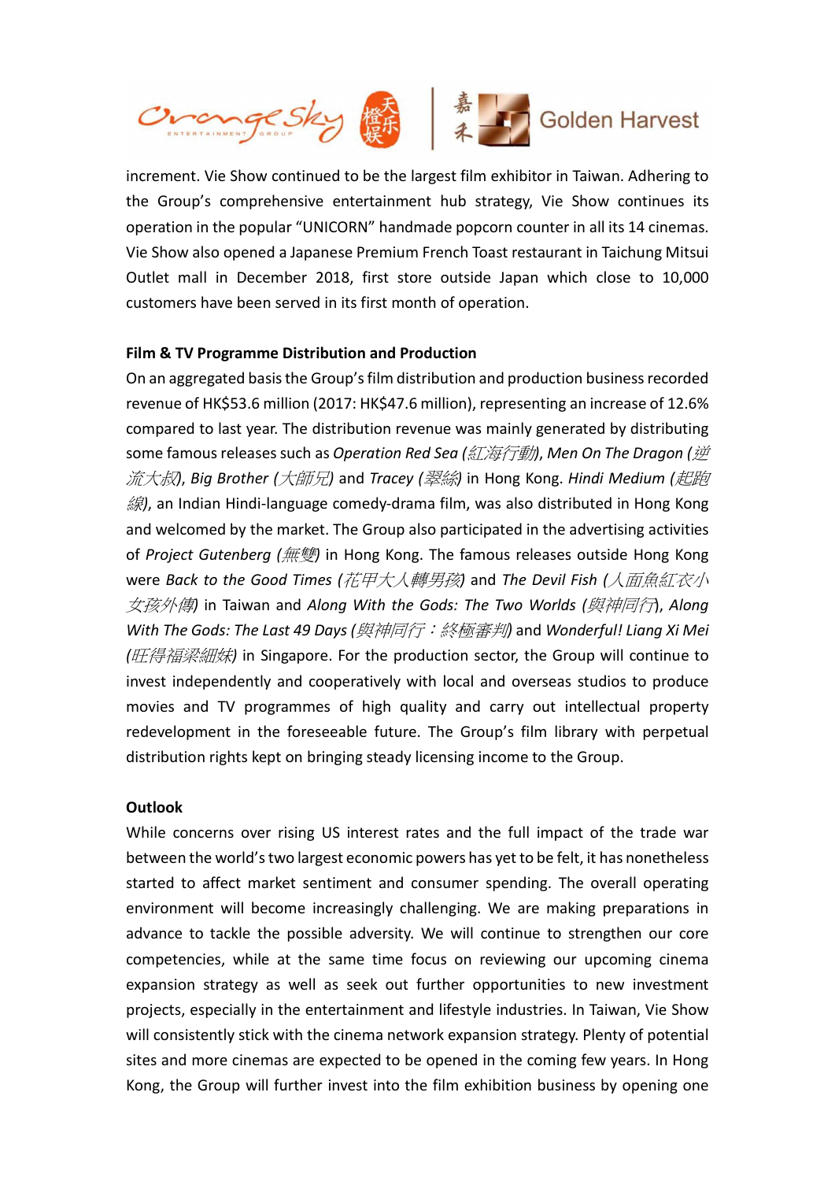increment. Vie Show continued to be the largest film exhibitor in Taiwan. Adhering to the Group's comprehensive entertainment hub strategy, Vie Show continues its operation in the popular "UNICORN" handmade popcorn counter in all its 14 cinemas. Vie Show also opened a Japanese Premium French Toast restaurant in Taichung Mitsui Outlet mall in December 2018, first store outside Japan which close to 10,000 customers have been served in its first month of operation.

**Film & TV Programme Distribution and Production**

On an aggregated basis the Group's film distribution and production business recorded revenue of HK$53.6 million (2017: HK$47.6 million), representing an increase of 12.6% compared to last year. The distribution revenue was mainly generated by distributing some famous releases such as *Operation Red Sea (紅海行動)*, *Men On The Dragon (逆流大叔)*, *Big Brother (大師兄)* and *Tracey (翠絲)* in Hong Kong. *Hindi Medium (起跑線)*, an Indian Hindi-language comedy-drama film, was also distributed in Hong Kong and welcomed by the market. The Group also participated in the advertising activities of *Project Gutenberg (無雙)* in Hong Kong. The famous releases outside Hong Kong were *Back to the Good Times (花甲大人轉男孩)* and *The Devil Fish (人面魚紅衣小女孩外傳)* in Taiwan and *Along With the Gods: The Two Worlds (與神同行)*, *Along With The Gods: The Last 49 Days (與神同行：終極審判)* and *Wonderful! Liang Xi Mei (旺得福梁細妹)* in Singapore. For the production sector, the Group will continue to invest independently and cooperatively with local and overseas studios to produce movies and TV programmes of high quality and carry out intellectual property redevelopment in the foreseeable future. The Group's film library with perpetual distribution rights kept on bringing steady licensing income to the Group.

**Outlook**

While concerns over rising US interest rates and the full impact of the trade war between the world's two largest economic powers has yet to be felt, it has nonetheless started to affect market sentiment and consumer spending. The overall operating environment will become increasingly challenging. We are making preparations in advance to tackle the possible adversity. We will continue to strengthen our core competencies, while at the same time focus on reviewing our upcoming cinema expansion strategy as well as seek out further opportunities to new investment projects, especially in the entertainment and lifestyle industries. In Taiwan, Vie Show will consistently stick with the cinema network expansion strategy. Plenty of potential sites and more cinemas are expected to be opened in the coming few years. In Hong Kong, the Group will further invest into the film exhibition business by opening one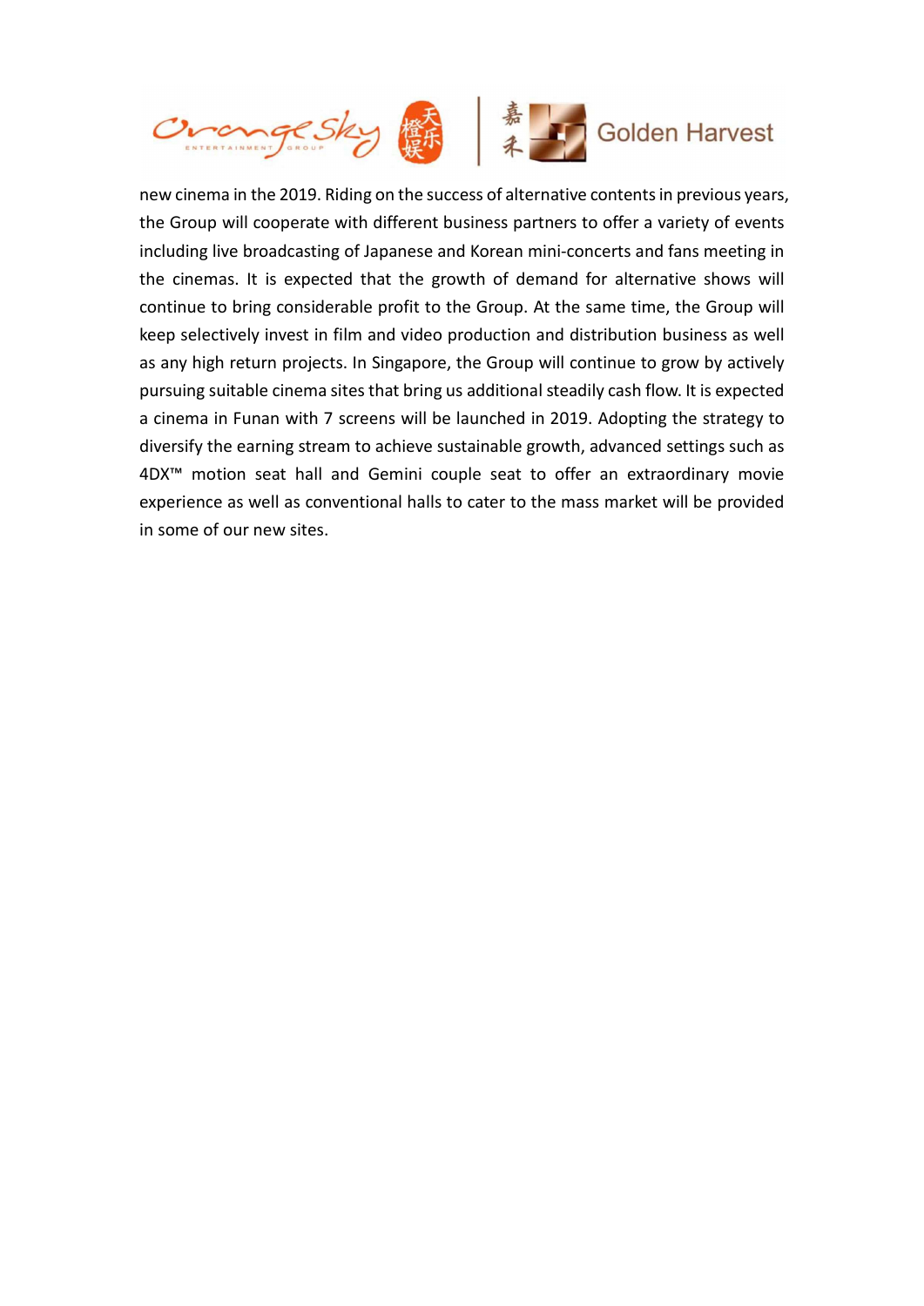new cinema in the 2019. Riding on the success of alternative contents in previous years, the Group will cooperate with different business partners to offer a variety of events including live broadcasting of Japanese and Korean mini-concerts and fans meeting in the cinemas. It is expected that the growth of demand for alternative shows will continue to bring considerable profit to the Group. At the same time, the Group will keep selectively invest in film and video production and distribution business as well as any high return projects. In Singapore, the Group will continue to grow by actively pursuing suitable cinema sites that bring us additional steadily cash flow. It is expected a cinema in Funan with 7 screens will be launched in 2019. Adopting the strategy to diversify the earning stream to achieve sustainable growth, advanced settings such as 4DX™ motion seat hall and Gemini couple seat to offer an extraordinary movie experience as well as conventional halls to cater to the mass market will be provided in some of our new sites.